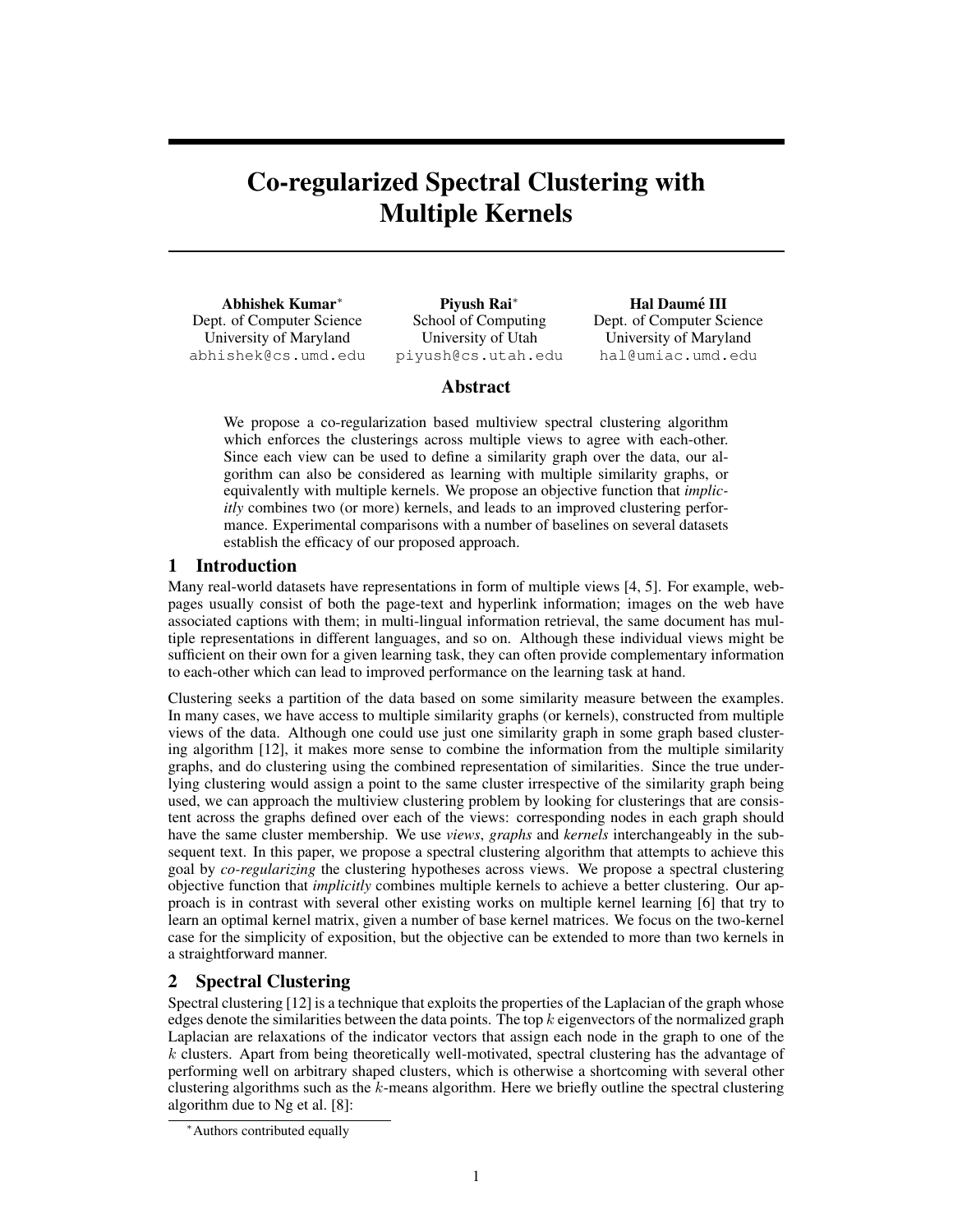# Co-regularized Spectral Clustering with Multiple Kernels

**Abhishek Kumar**[*]
Dept. of Computer Science
University of Maryland
abhishek@cs.umd.edu

**Piyush Rai**[*]
School of Computing
University of Utah
piyush@cs.utah.edu

**Hal Daumé III**
Dept. of Computer Science
University of Maryland
hal@umiac.umd.edu

## Abstract

We propose a co-regularization based multiview spectral clustering algorithm which enforces the clusterings across multiple views to agree with each-other. Since each view can be used to define a similarity graph over the data, our algorithm can also be considered as learning with multiple similarity graphs, or equivalently with multiple kernels. We propose an objective function that *implicitly* combines two (or more) kernels, and leads to an improved clustering performance. Experimental comparisons with a number of baselines on several datasets establish the efficacy of our proposed approach.

## 1 Introduction

Many real-world datasets have representations in form of multiple views [4, 5]. For example, webpages usually consist of both the page-text and hyperlink information; images on the web have associated captions with them; in multi-lingual information retrieval, the same document has multiple representations in different languages, and so on. Although these individual views might be sufficient on their own for a given learning task, they can often provide complementary information to each-other which can lead to improved performance on the learning task at hand.

Clustering seeks a partition of the data based on some similarity measure between the examples. In many cases, we have access to multiple similarity graphs (or kernels), constructed from multiple views of the data. Although one could use just one similarity graph in some graph based clustering algorithm [12], it makes more sense to combine the information from the multiple similarity graphs, and do clustering using the combined representation of similarities. Since the true underlying clustering would assign a point to the same cluster irrespective of the similarity graph being used, we can approach the multiview clustering problem by looking for clusterings that are consistent across the graphs defined over each of the views: corresponding nodes in each graph should have the same cluster membership. We use *views*, *graphs* and *kernels* interchangeably in the subsequent text. In this paper, we propose a spectral clustering algorithm that attempts to achieve this goal by *co-regularizing* the clustering hypotheses across views. We propose a spectral clustering objective function that *implicitly* combines multiple kernels to achieve a better clustering. Our approach is in contrast with several other existing works on multiple kernel learning [6] that try to learn an optimal kernel matrix, given a number of base kernel matrices. We focus on the two-kernel case for the simplicity of exposition, but the objective can be extended to more than two kernels in a straightforward manner.

## 2 Spectral Clustering

Spectral clustering [12] is a technique that exploits the properties of the Laplacian of the graph whose edges denote the similarities between the data points. The top $k$ eigenvectors of the normalized graph Laplacian are relaxations of the indicator vectors that assign each node in the graph to one of the $k$ clusters. Apart from being theoretically well-motivated, spectral clustering has the advantage of performing well on arbitrary shaped clusters, which is otherwise a shortcoming with several other clustering algorithms such as the $k$-means algorithm. Here we briefly outline the spectral clustering algorithm due to Ng et al. [8]:

[*]Authors contributed equally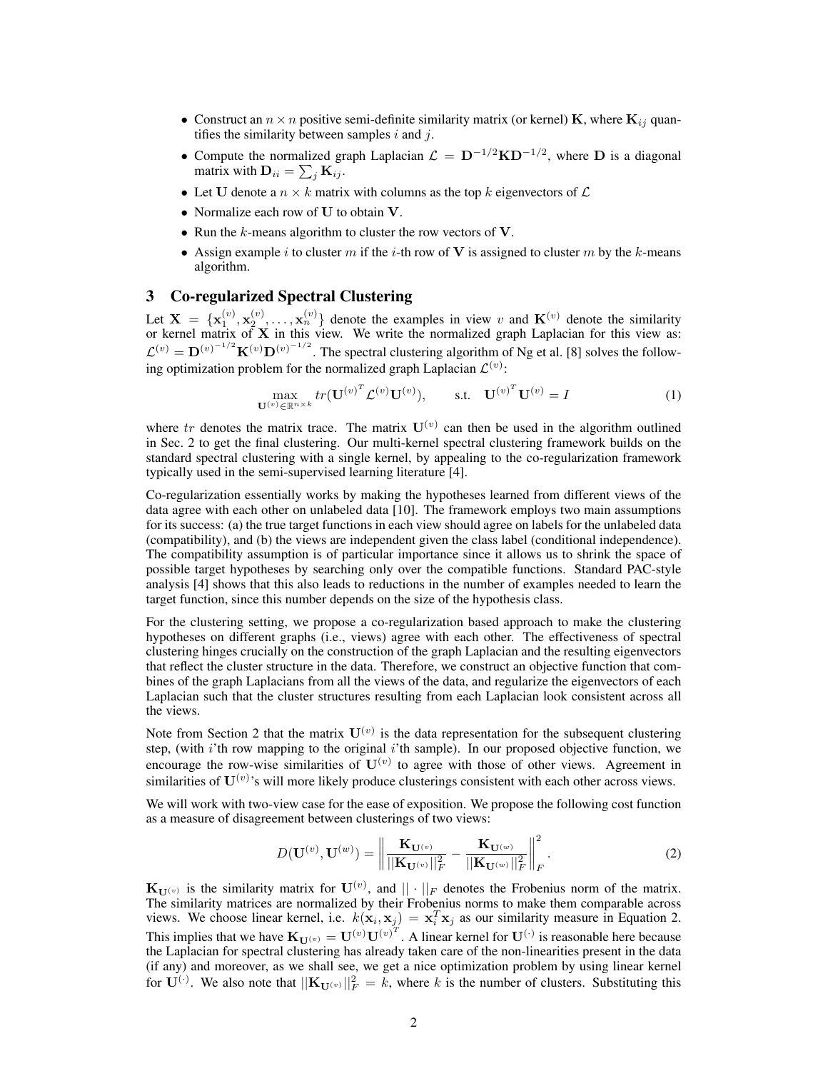- Construct an $n \times n$ positive semi-definite similarity matrix (or kernel) $\mathbf{K}$, where $\mathbf{K}_{ij}$ quantifies the similarity between samples $i$ and $j$.
- Compute the normalized graph Laplacian $\mathcal{L} = \mathbf{D}^{-1/2}\mathbf{K}\mathbf{D}^{-1/2}$, where $\mathbf{D}$ is a diagonal matrix with $\mathbf{D}_{ii} = \sum_j \mathbf{K}_{ij}$.
- Let $\mathbf{U}$ denote a $n \times k$ matrix with columns as the top $k$ eigenvectors of $\mathcal{L}$
- Normalize each row of $\mathbf{U}$ to obtain $\mathbf{V}$.
- Run the $k$-means algorithm to cluster the row vectors of $\mathbf{V}$.
- Assign example $i$ to cluster $m$ if the $i$-th row of $\mathbf{V}$ is assigned to cluster $m$ by the $k$-means algorithm.

## 3 Co-regularized Spectral Clustering

Let $\mathbf{X} = \{\mathbf{x}_1^{(v)}, \mathbf{x}_2^{(v)}, \ldots, \mathbf{x}_n^{(v)}\}$ denote the examples in view $v$ and $\mathbf{K}^{(v)}$ denote the similarity or kernel matrix of $\mathbf{X}$ in this view. We write the normalized graph Laplacian for this view as: $\mathcal{L}^{(v)} = \mathbf{D}^{(v)^{-1/2}}\mathbf{K}^{(v)}\mathbf{D}^{(v)^{-1/2}}$. The spectral clustering algorithm of Ng et al. [8] solves the following optimization problem for the normalized graph Laplacian $\mathcal{L}^{(v)}$:

$$\max_{\mathbf{U}^{(v)} \in \mathbb{R}^{n \times k}} tr(\mathbf{U}^{(v)^T}\mathcal{L}^{(v)}\mathbf{U}^{(v)}), \qquad \text{s.t.} \quad \mathbf{U}^{(v)^T}\mathbf{U}^{(v)} = I \tag{1}$$

where $tr$ denotes the matrix trace. The matrix $\mathbf{U}^{(v)}$ can then be used in the algorithm outlined in Sec. 2 to get the final clustering. Our multi-kernel spectral clustering framework builds on the standard spectral clustering with a single kernel, by appealing to the co-regularization framework typically used in the semi-supervised learning literature [4].

Co-regularization essentially works by making the hypotheses learned from different views of the data agree with each other on unlabeled data [10]. The framework employs two main assumptions for its success: (a) the true target functions in each view should agree on labels for the unlabeled data (compatibility), and (b) the views are independent given the class label (conditional independence). The compatibility assumption is of particular importance since it allows us to shrink the space of possible target hypotheses by searching only over the compatible functions. Standard PAC-style analysis [4] shows that this also leads to reductions in the number of examples needed to learn the target function, since this number depends on the size of the hypothesis class.

For the clustering setting, we propose a co-regularization based approach to make the clustering hypotheses on different graphs (i.e., views) agree with each other. The effectiveness of spectral clustering hinges crucially on the construction of the graph Laplacian and the resulting eigenvectors that reflect the cluster structure in the data. Therefore, we construct an objective function that combines of the graph Laplacians from all the views of the data, and regularize the eigenvectors of each Laplacian such that the cluster structures resulting from each Laplacian look consistent across all the views.

Note from Section 2 that the matrix $\mathbf{U}^{(v)}$ is the data representation for the subsequent clustering step, (with $i$'th row mapping to the original $i$'th sample). In our proposed objective function, we encourage the row-wise similarities of $\mathbf{U}^{(v)}$ to agree with those of other views. Agreement in similarities of $\mathbf{U}^{(v)}$'s will more likely produce clusterings consistent with each other across views.

We will work with two-view case for the ease of exposition. We propose the following cost function as a measure of disagreement between clusterings of two views:

$$D(\mathbf{U}^{(v)}, \mathbf{U}^{(w)}) = \left\| \frac{\mathbf{K}_{\mathbf{U}^{(v)}}}{||\mathbf{K}_{\mathbf{U}^{(v)}}||_F^2} - \frac{\mathbf{K}_{\mathbf{U}^{(w)}}}{||\mathbf{K}_{\mathbf{U}^{(w)}}||_F^2} \right\|_F^2. \tag{2}$$

$\mathbf{K}_{\mathbf{U}^{(v)}}$ is the similarity matrix for $\mathbf{U}^{(v)}$, and $||\cdot||_F$ denotes the Frobenius norm of the matrix. The similarity matrices are normalized by their Frobenius norms to make them comparable across views. We choose linear kernel, i.e. $k(\mathbf{x}_i, \mathbf{x}_j) = \mathbf{x}_i^T\mathbf{x}_j$ as our similarity measure in Equation 2. This implies that we have $\mathbf{K}_{\mathbf{U}^{(v)}} = \mathbf{U}^{(v)}\mathbf{U}^{(v)^T}$. A linear kernel for $\mathbf{U}^{(\cdot)}$ is reasonable here because the Laplacian for spectral clustering has already taken care of the non-linearities present in the data (if any) and moreover, as we shall see, we get a nice optimization problem by using linear kernel for $\mathbf{U}^{(\cdot)}$. We also note that $||\mathbf{K}_{\mathbf{U}^{(v)}}||_F^2 = k$, where $k$ is the number of clusters. Substituting this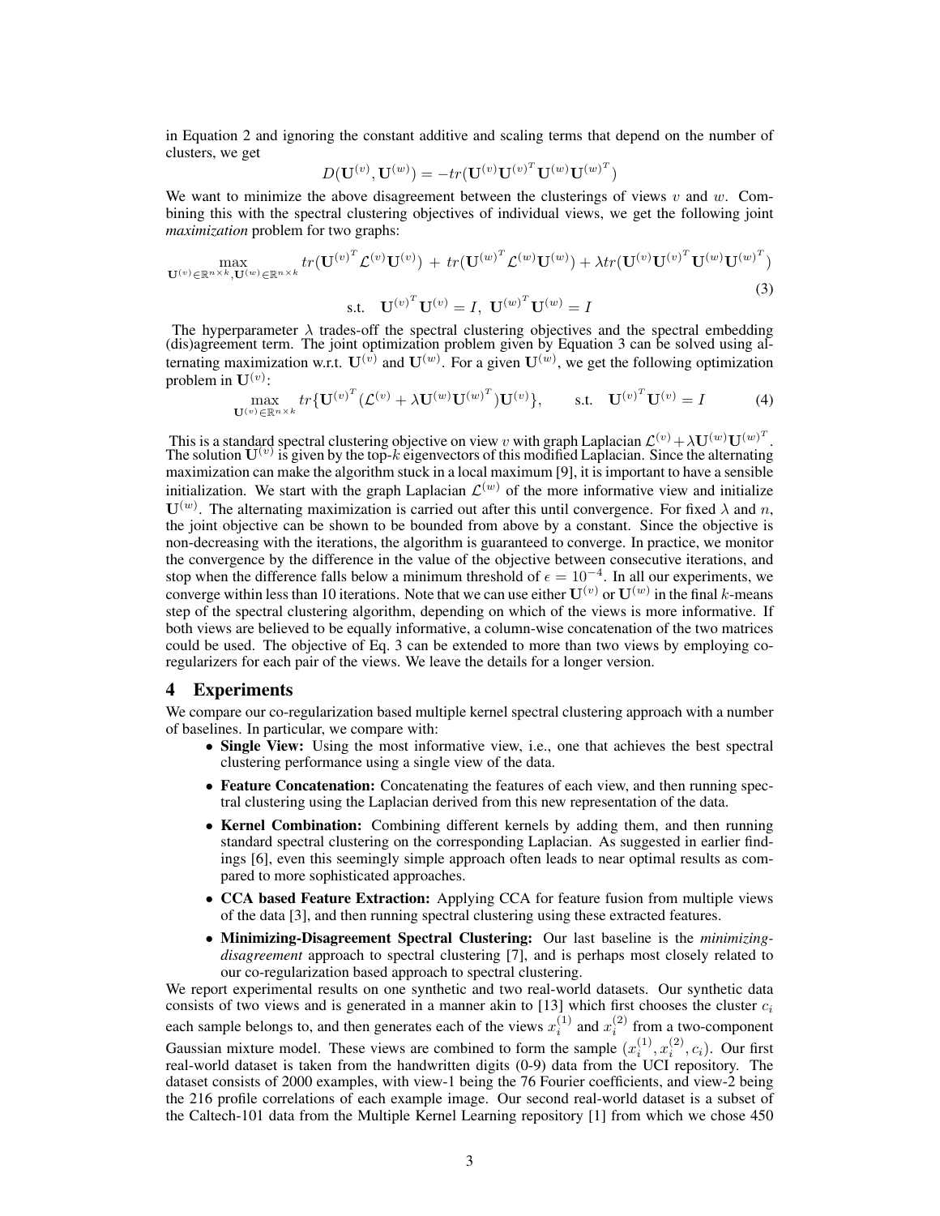in Equation 2 and ignoring the constant additive and scaling terms that depend on the number of clusters, we get

$$D(\mathbf{U}^{(v)}, \mathbf{U}^{(w)}) = -tr(\mathbf{U}^{(v)}\mathbf{U}^{(v)^T}\mathbf{U}^{(w)}\mathbf{U}^{(w)^T})$$

We want to minimize the above disagreement between the clusterings of views $v$ and $w$. Combining this with the spectral clustering objectives of individual views, we get the following joint *maximization* problem for two graphs:

$$\max_{\mathbf{U}^{(v)} \in \mathbb{R}^{n \times k}, \mathbf{U}^{(w)} \in \mathbb{R}^{n \times k}} tr(\mathbf{U}^{(v)^T}\mathcal{L}^{(v)}\mathbf{U}^{(v)}) + tr(\mathbf{U}^{(w)^T}\mathcal{L}^{(w)}\mathbf{U}^{(w)}) + \lambda tr(\mathbf{U}^{(v)}\mathbf{U}^{(v)^T}\mathbf{U}^{(w)}\mathbf{U}^{(w)^T})$$
$$\text{s.t.} \quad \mathbf{U}^{(v)^T}\mathbf{U}^{(v)} = I, \ \mathbf{U}^{(w)^T}\mathbf{U}^{(w)} = I \tag{3}$$

The hyperparameter $\lambda$ trades-off the spectral clustering objectives and the spectral embedding (dis)agreement term. The joint optimization problem given by Equation 3 can be solved using alternating maximization w.r.t. $\mathbf{U}^{(v)}$ and $\mathbf{U}^{(w)}$. For a given $\mathbf{U}^{(w)}$, we get the following optimization problem in $\mathbf{U}^{(v)}$:

$$\max_{\mathbf{U}^{(v)} \in \mathbb{R}^{n \times k}} tr\{\mathbf{U}^{(v)^T}(\mathcal{L}^{(v)} + \lambda \mathbf{U}^{(w)}\mathbf{U}^{(w)^T})\mathbf{U}^{(v)}\}, \qquad \text{s.t.} \quad \mathbf{U}^{(v)^T}\mathbf{U}^{(v)} = I \tag{4}$$

This is a standard spectral clustering objective on view $v$ with graph Laplacian $\mathcal{L}^{(v)} + \lambda \mathbf{U}^{(w)}\mathbf{U}^{(w)^T}$. The solution $\mathbf{U}^{(v)}$ is given by the top-$k$ eigenvectors of this modified Laplacian. Since the alternating maximization can make the algorithm stuck in a local maximum [9], it is important to have a sensible initialization. We start with the graph Laplacian $\mathcal{L}^{(w)}$ of the more informative view and initialize $\mathbf{U}^{(w)}$. The alternating maximization is carried out after this until convergence. For fixed $\lambda$ and $n$, the joint objective can be shown to be bounded from above by a constant. Since the objective is non-decreasing with the iterations, the algorithm is guaranteed to converge. In practice, we monitor the convergence by the difference in the value of the objective between consecutive iterations, and stop when the difference falls below a minimum threshold of $\epsilon = 10^{-4}$. In all our experiments, we converge within less than 10 iterations. Note that we can use either $\mathbf{U}^{(v)}$ or $\mathbf{U}^{(w)}$ in the final $k$-means step of the spectral clustering algorithm, depending on which of the views is more informative. If both views are believed to be equally informative, a column-wise concatenation of the two matrices could be used. The objective of Eq. 3 can be extended to more than two views by employing co-regularizers for each pair of the views. We leave the details for a longer version.

## 4 Experiments

We compare our co-regularization based multiple kernel spectral clustering approach with a number of baselines. In particular, we compare with:

- **Single View:** Using the most informative view, i.e., one that achieves the best spectral clustering performance using a single view of the data.
- **Feature Concatenation:** Concatenating the features of each view, and then running spectral clustering using the Laplacian derived from this new representation of the data.
- **Kernel Combination:** Combining different kernels by adding them, and then running standard spectral clustering on the corresponding Laplacian. As suggested in earlier findings [6], even this seemingly simple approach often leads to near optimal results as compared to more sophisticated approaches.
- **CCA based Feature Extraction:** Applying CCA for feature fusion from multiple views of the data [3], and then running spectral clustering using these extracted features.
- **Minimizing-Disagreement Spectral Clustering:** Our last baseline is the *minimizing-disagreement* approach to spectral clustering [7], and is perhaps most closely related to our co-regularization based approach to spectral clustering.

We report experimental results on one synthetic and two real-world datasets. Our synthetic data consists of two views and is generated in a manner akin to [13] which first chooses the cluster $c_i$ each sample belongs to, and then generates each of the views $x_i^{(1)}$ and $x_i^{(2)}$ from a two-component Gaussian mixture model. These views are combined to form the sample $(x_i^{(1)}, x_i^{(2)}, c_i)$. Our first real-world dataset is taken from the handwritten digits (0-9) data from the UCI repository. The dataset consists of 2000 examples, with view-1 being the 76 Fourier coefficients, and view-2 being the 216 profile correlations of each example image. Our second real-world dataset is a subset of the Caltech-101 data from the Multiple Kernel Learning repository [1] from which we chose 450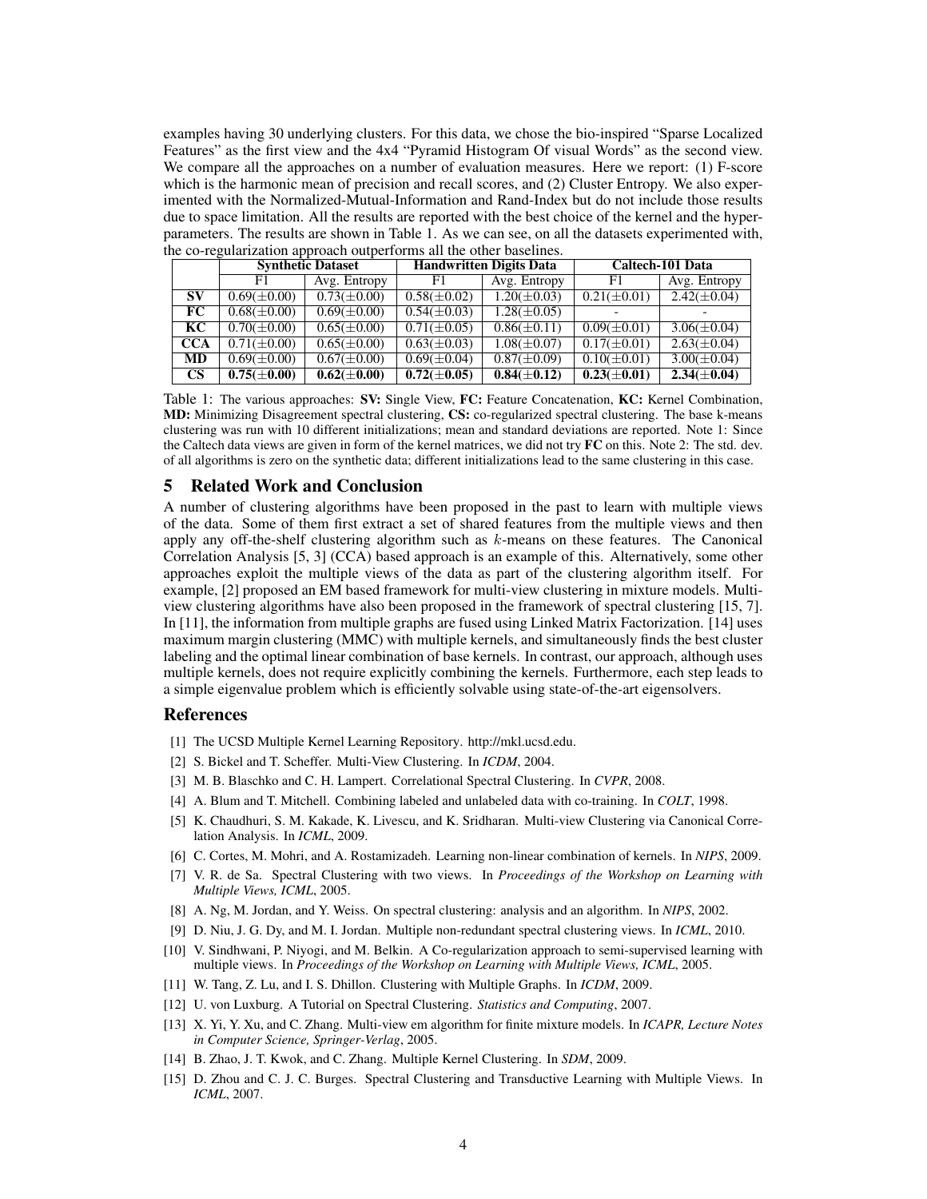examples having 30 underlying clusters. For this data, we chose the bio-inspired "Sparse Localized Features" as the first view and the 4x4 "Pyramid Histogram Of visual Words" as the second view. We compare all the approaches on a number of evaluation measures. Here we report: (1) F-score which is the harmonic mean of precision and recall scores, and (2) Cluster Entropy. We also experimented with the Normalized-Mutual-Information and Rand-Index but do not include those results due to space limitation. All the results are reported with the best choice of the kernel and the hyperparameters. The results are shown in Table 1. As we can see, on all the datasets experimented with, the co-regularization approach outperforms all the other baselines.

| | **Synthetic Dataset** | | **Handwritten Digits Data** | | **Caltech-101 Data** | |
|---|---|---|---|---|---|---|
| | F1 | Avg. Entropy | F1 | Avg. Entropy | F1 | Avg. Entropy |
| **SV** | $0.69(\pm 0.00)$ | $0.73(\pm 0.00)$ | $0.58(\pm 0.02)$ | $1.20(\pm 0.03)$ | $0.21(\pm 0.01)$ | $2.42(\pm 0.04)$ |
| **FC** | $0.68(\pm 0.00)$ | $0.69(\pm 0.00)$ | $0.54(\pm 0.03)$ | $1.28(\pm 0.05)$ | - | - |
| **KC** | $0.70(\pm 0.00)$ | $0.65(\pm 0.00)$ | $0.71(\pm 0.05)$ | $0.86(\pm 0.11)$ | $0.09(\pm 0.01)$ | $3.06(\pm 0.04)$ |
| **CCA** | $0.71(\pm 0.00)$ | $0.65(\pm 0.00)$ | $0.63(\pm 0.03)$ | $1.08(\pm 0.07)$ | $0.17(\pm 0.01)$ | $2.63(\pm 0.04)$ |
| **MD** | $0.69(\pm 0.00)$ | $0.67(\pm 0.00)$ | $0.69(\pm 0.04)$ | $0.87(\pm 0.09)$ | $0.10(\pm 0.01)$ | $3.00(\pm 0.04)$ |
| **CS** | $\mathbf{0.75(\pm 0.00)}$ | $\mathbf{0.62(\pm 0.00)}$ | $\mathbf{0.72(\pm 0.05)}$ | $\mathbf{0.84(\pm 0.12)}$ | $\mathbf{0.23(\pm 0.01)}$ | $\mathbf{2.34(\pm 0.04)}$ |

Table 1: The various approaches: **SV:** Single View, **FC:** Feature Concatenation, **KC:** Kernel Combination, **MD:** Minimizing Disagreement spectral clustering, **CS:** co-regularized spectral clustering. The base k-means clustering was run with 10 different initializations; mean and standard deviations are reported. Note 1: Since the Caltech data views are given in form of the kernel matrices, we did not try **FC** on this. Note 2: The std. dev. of all algorithms is zero on the synthetic data; different initializations lead to the same clustering in this case.

## 5 Related Work and Conclusion

A number of clustering algorithms have been proposed in the past to learn with multiple views of the data. Some of them first extract a set of shared features from the multiple views and then apply any off-the-shelf clustering algorithm such as $k$-means on these features. The Canonical Correlation Analysis [5, 3] (CCA) based approach is an example of this. Alternatively, some other approaches exploit the multiple views of the data as part of the clustering algorithm itself. For example, [2] proposed an EM based framework for multi-view clustering in mixture models. Multi-view clustering algorithms have also been proposed in the framework of spectral clustering [15, 7]. In [11], the information from multiple graphs are fused using Linked Matrix Factorization. [14] uses maximum margin clustering (MMC) with multiple kernels, and simultaneously finds the best cluster labeling and the optimal linear combination of base kernels. In contrast, our approach, although uses multiple kernels, does not require explicitly combining the kernels. Furthermore, each step leads to a simple eigenvalue problem which is efficiently solvable using state-of-the-art eigensolvers.

## References

[1] The UCSD Multiple Kernel Learning Repository. http://mkl.ucsd.edu.

[2] S. Bickel and T. Scheffer. Multi-View Clustering. In *ICDM*, 2004.

[3] M. B. Blaschko and C. H. Lampert. Correlational Spectral Clustering. In *CVPR*, 2008.

[4] A. Blum and T. Mitchell. Combining labeled and unlabeled data with co-training. In *COLT*, 1998.

[5] K. Chaudhuri, S. M. Kakade, K. Livescu, and K. Sridharan. Multi-view Clustering via Canonical Correlation Analysis. In *ICML*, 2009.

[6] C. Cortes, M. Mohri, and A. Rostamizadeh. Learning non-linear combination of kernels. In *NIPS*, 2009.

[7] V. R. de Sa. Spectral Clustering with two views. In *Proceedings of the Workshop on Learning with Multiple Views, ICML*, 2005.

[8] A. Ng, M. Jordan, and Y. Weiss. On spectral clustering: analysis and an algorithm. In *NIPS*, 2002.

[9] D. Niu, J. G. Dy, and M. I. Jordan. Multiple non-redundant spectral clustering views. In *ICML*, 2010.

[10] V. Sindhwani, P. Niyogi, and M. Belkin. A Co-regularization approach to semi-supervised learning with multiple views. In *Proceedings of the Workshop on Learning with Multiple Views, ICML*, 2005.

[11] W. Tang, Z. Lu, and I. S. Dhillon. Clustering with Multiple Graphs. In *ICDM*, 2009.

[12] U. von Luxburg. A Tutorial on Spectral Clustering. *Statistics and Computing*, 2007.

[13] X. Yi, Y. Xu, and C. Zhang. Multi-view em algorithm for finite mixture models. In *ICAPR, Lecture Notes in Computer Science, Springer-Verlag*, 2005.

[14] B. Zhao, J. T. Kwok, and C. Zhang. Multiple Kernel Clustering. In *SDM*, 2009.

[15] D. Zhou and C. J. C. Burges. Spectral Clustering and Transductive Learning with Multiple Views. In *ICML*, 2007.